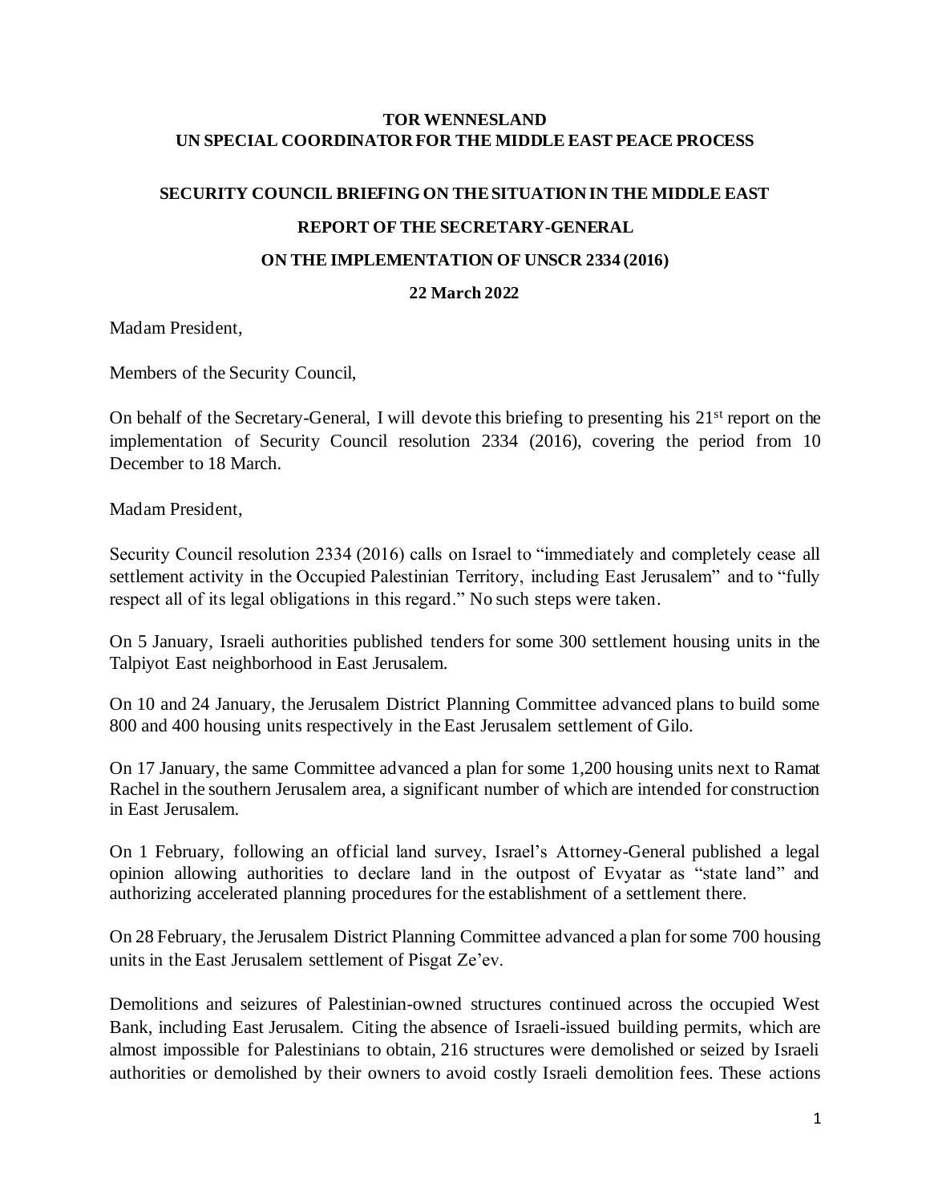**TOR WENNESLAND**
**UN SPECIAL COORDINATOR FOR THE MIDDLE EAST PEACE PROCESS**

**SECURITY COUNCIL BRIEFING ON THE SITUATION IN THE MIDDLE EAST**

**REPORT OF THE SECRETARY-GENERAL**

**ON THE IMPLEMENTATION OF UNSCR 2334 (2016)**

**22 March 2022**

Madam President,

Members of the Security Council,

On behalf of the Secretary-General, I will devote this briefing to presenting his 21st report on the implementation of Security Council resolution 2334 (2016), covering the period from 10 December to 18 March.

Madam President,

Security Council resolution 2334 (2016) calls on Israel to "immediately and completely cease all settlement activity in the Occupied Palestinian Territory, including East Jerusalem" and to "fully respect all of its legal obligations in this regard." No such steps were taken.

On 5 January, Israeli authorities published tenders for some 300 settlement housing units in the Talpiyot East neighborhood in East Jerusalem.

On 10 and 24 January, the Jerusalem District Planning Committee advanced plans to build some 800 and 400 housing units respectively in the East Jerusalem settlement of Gilo.

On 17 January, the same Committee advanced a plan for some 1,200 housing units next to Ramat Rachel in the southern Jerusalem area, a significant number of which are intended for construction in East Jerusalem.

On 1 February, following an official land survey, Israel's Attorney-General published a legal opinion allowing authorities to declare land in the outpost of Evyatar as "state land" and authorizing accelerated planning procedures for the establishment of a settlement there.

On 28 February, the Jerusalem District Planning Committee advanced a plan for some 700 housing units in the East Jerusalem settlement of Pisgat Ze'ev.

Demolitions and seizures of Palestinian-owned structures continued across the occupied West Bank, including East Jerusalem. Citing the absence of Israeli-issued building permits, which are almost impossible for Palestinians to obtain, 216 structures were demolished or seized by Israeli authorities or demolished by their owners to avoid costly Israeli demolition fees. These actions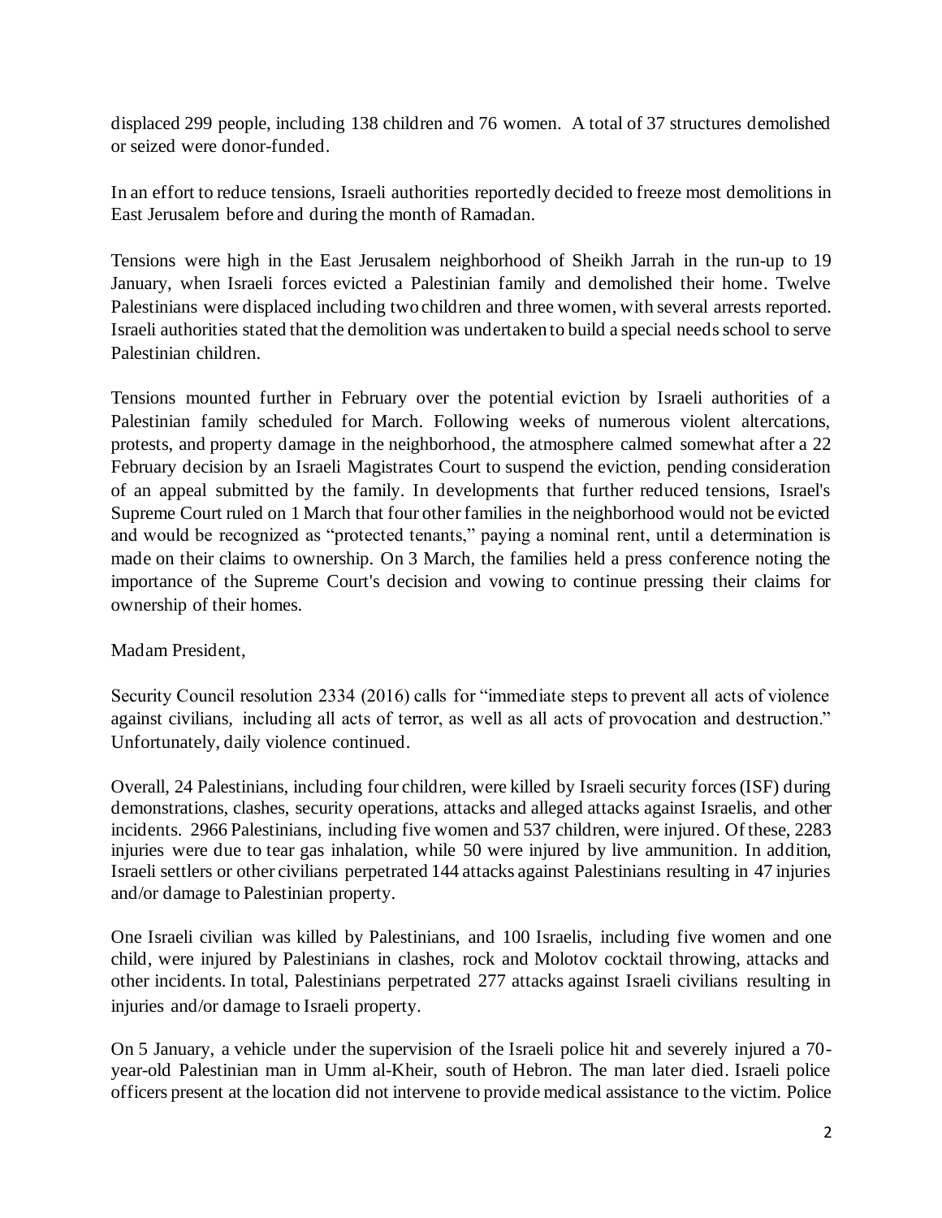displaced 299 people, including 138 children and 76 women. A total of 37 structures demolished or seized were donor-funded.

In an effort to reduce tensions, Israeli authorities reportedly decided to freeze most demolitions in East Jerusalem before and during the month of Ramadan.

Tensions were high in the East Jerusalem neighborhood of Sheikh Jarrah in the run-up to 19 January, when Israeli forces evicted a Palestinian family and demolished their home. Twelve Palestinians were displaced including two children and three women, with several arrests reported. Israeli authorities stated that the demolition was undertaken to build a special needs school to serve Palestinian children.

Tensions mounted further in February over the potential eviction by Israeli authorities of a Palestinian family scheduled for March. Following weeks of numerous violent altercations, protests, and property damage in the neighborhood, the atmosphere calmed somewhat after a 22 February decision by an Israeli Magistrates Court to suspend the eviction, pending consideration of an appeal submitted by the family. In developments that further reduced tensions, Israel's Supreme Court ruled on 1 March that four other families in the neighborhood would not be evicted and would be recognized as "protected tenants," paying a nominal rent, until a determination is made on their claims to ownership. On 3 March, the families held a press conference noting the importance of the Supreme Court's decision and vowing to continue pressing their claims for ownership of their homes.

Madam President,

Security Council resolution 2334 (2016) calls for "immediate steps to prevent all acts of violence against civilians, including all acts of terror, as well as all acts of provocation and destruction." Unfortunately, daily violence continued.

Overall, 24 Palestinians, including four children, were killed by Israeli security forces (ISF) during demonstrations, clashes, security operations, attacks and alleged attacks against Israelis, and other incidents. 2966 Palestinians, including five women and 537 children, were injured. Of these, 2283 injuries were due to tear gas inhalation, while 50 were injured by live ammunition. In addition, Israeli settlers or other civilians perpetrated 144 attacks against Palestinians resulting in 47 injuries and/or damage to Palestinian property.

One Israeli civilian was killed by Palestinians, and 100 Israelis, including five women and one child, were injured by Palestinians in clashes, rock and Molotov cocktail throwing, attacks and other incidents. In total, Palestinians perpetrated 277 attacks against Israeli civilians resulting in injuries and/or damage to Israeli property.

On 5 January, a vehicle under the supervision of the Israeli police hit and severely injured a 70-year-old Palestinian man in Umm al-Kheir, south of Hebron. The man later died. Israeli police officers present at the location did not intervene to provide medical assistance to the victim. Police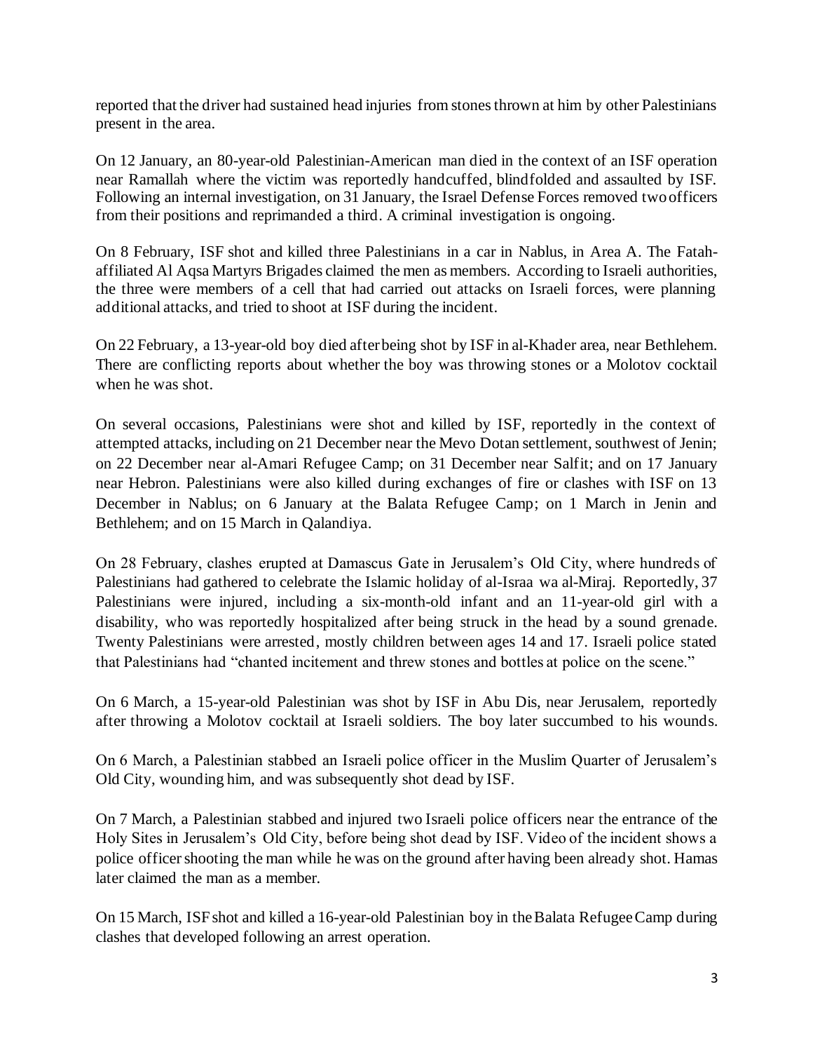reported that the driver had sustained head injuries from stones thrown at him by other Palestinians present in the area.

On 12 January, an 80-year-old Palestinian-American man died in the context of an ISF operation near Ramallah where the victim was reportedly handcuffed, blindfolded and assaulted by ISF. Following an internal investigation, on 31 January, the Israel Defense Forces removed two officers from their positions and reprimanded a third. A criminal investigation is ongoing.

On 8 February, ISF shot and killed three Palestinians in a car in Nablus, in Area A. The Fatah-affiliated Al Aqsa Martyrs Brigades claimed the men as members. According to Israeli authorities, the three were members of a cell that had carried out attacks on Israeli forces, were planning additional attacks, and tried to shoot at ISF during the incident.

On 22 February, a 13-year-old boy died after being shot by ISF in al-Khader area, near Bethlehem. There are conflicting reports about whether the boy was throwing stones or a Molotov cocktail when he was shot.

On several occasions, Palestinians were shot and killed by ISF, reportedly in the context of attempted attacks, including on 21 December near the Mevo Dotan settlement, southwest of Jenin; on 22 December near al-Amari Refugee Camp; on 31 December near Salfit; and on 17 January near Hebron. Palestinians were also killed during exchanges of fire or clashes with ISF on 13 December in Nablus; on 6 January at the Balata Refugee Camp; on 1 March in Jenin and Bethlehem; and on 15 March in Qalandiya.

On 28 February, clashes erupted at Damascus Gate in Jerusalem's Old City, where hundreds of Palestinians had gathered to celebrate the Islamic holiday of al-Israa wa al-Miraj. Reportedly, 37 Palestinians were injured, including a six-month-old infant and an 11-year-old girl with a disability, who was reportedly hospitalized after being struck in the head by a sound grenade. Twenty Palestinians were arrested, mostly children between ages 14 and 17. Israeli police stated that Palestinians had "chanted incitement and threw stones and bottles at police on the scene."

On 6 March, a 15-year-old Palestinian was shot by ISF in Abu Dis, near Jerusalem, reportedly after throwing a Molotov cocktail at Israeli soldiers. The boy later succumbed to his wounds.

On 6 March, a Palestinian stabbed an Israeli police officer in the Muslim Quarter of Jerusalem's Old City, wounding him, and was subsequently shot dead by ISF.

On 7 March, a Palestinian stabbed and injured two Israeli police officers near the entrance of the Holy Sites in Jerusalem's Old City, before being shot dead by ISF. Video of the incident shows a police officer shooting the man while he was on the ground after having been already shot. Hamas later claimed the man as a member.

On 15 March, ISF shot and killed a 16-year-old Palestinian boy in the Balata Refugee Camp during clashes that developed following an arrest operation.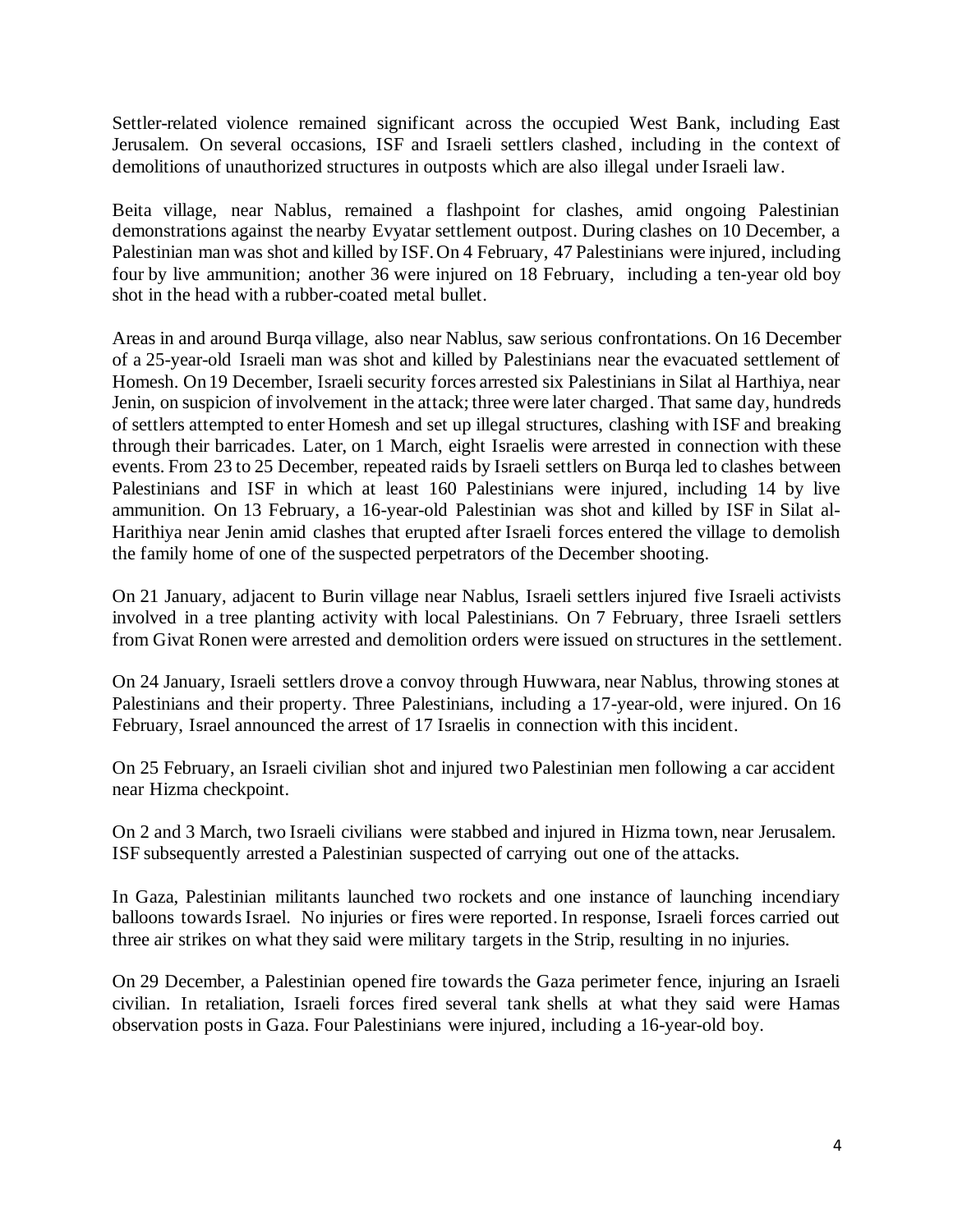Settler-related violence remained significant across the occupied West Bank, including East Jerusalem. On several occasions, ISF and Israeli settlers clashed, including in the context of demolitions of unauthorized structures in outposts which are also illegal under Israeli law.

Beita village, near Nablus, remained a flashpoint for clashes, amid ongoing Palestinian demonstrations against the nearby Evyatar settlement outpost. During clashes on 10 December, a Palestinian man was shot and killed by ISF. On 4 February, 47 Palestinians were injured, including four by live ammunition; another 36 were injured on 18 February, including a ten-year old boy shot in the head with a rubber-coated metal bullet.

Areas in and around Burqa village, also near Nablus, saw serious confrontations. On 16 December of a 25-year-old Israeli man was shot and killed by Palestinians near the evacuated settlement of Homesh. On 19 December, Israeli security forces arrested six Palestinians in Silat al Harthiya, near Jenin, on suspicion of involvement in the attack; three were later charged. That same day, hundreds of settlers attempted to enter Homesh and set up illegal structures, clashing with ISF and breaking through their barricades. Later, on 1 March, eight Israelis were arrested in connection with these events. From 23 to 25 December, repeated raids by Israeli settlers on Burqa led to clashes between Palestinians and ISF in which at least 160 Palestinians were injured, including 14 by live ammunition. On 13 February, a 16-year-old Palestinian was shot and killed by ISF in Silat al-Harithiya near Jenin amid clashes that erupted after Israeli forces entered the village to demolish the family home of one of the suspected perpetrators of the December shooting.

On 21 January, adjacent to Burin village near Nablus, Israeli settlers injured five Israeli activists involved in a tree planting activity with local Palestinians. On 7 February, three Israeli settlers from Givat Ronen were arrested and demolition orders were issued on structures in the settlement.

On 24 January, Israeli settlers drove a convoy through Huwwara, near Nablus, throwing stones at Palestinians and their property. Three Palestinians, including a 17-year-old, were injured. On 16 February, Israel announced the arrest of 17 Israelis in connection with this incident.

On 25 February, an Israeli civilian shot and injured two Palestinian men following a car accident near Hizma checkpoint.

On 2 and 3 March, two Israeli civilians were stabbed and injured in Hizma town, near Jerusalem. ISF subsequently arrested a Palestinian suspected of carrying out one of the attacks.

In Gaza, Palestinian militants launched two rockets and one instance of launching incendiary balloons towards Israel. No injuries or fires were reported. In response, Israeli forces carried out three air strikes on what they said were military targets in the Strip, resulting in no injuries.

On 29 December, a Palestinian opened fire towards the Gaza perimeter fence, injuring an Israeli civilian. In retaliation, Israeli forces fired several tank shells at what they said were Hamas observation posts in Gaza. Four Palestinians were injured, including a 16-year-old boy.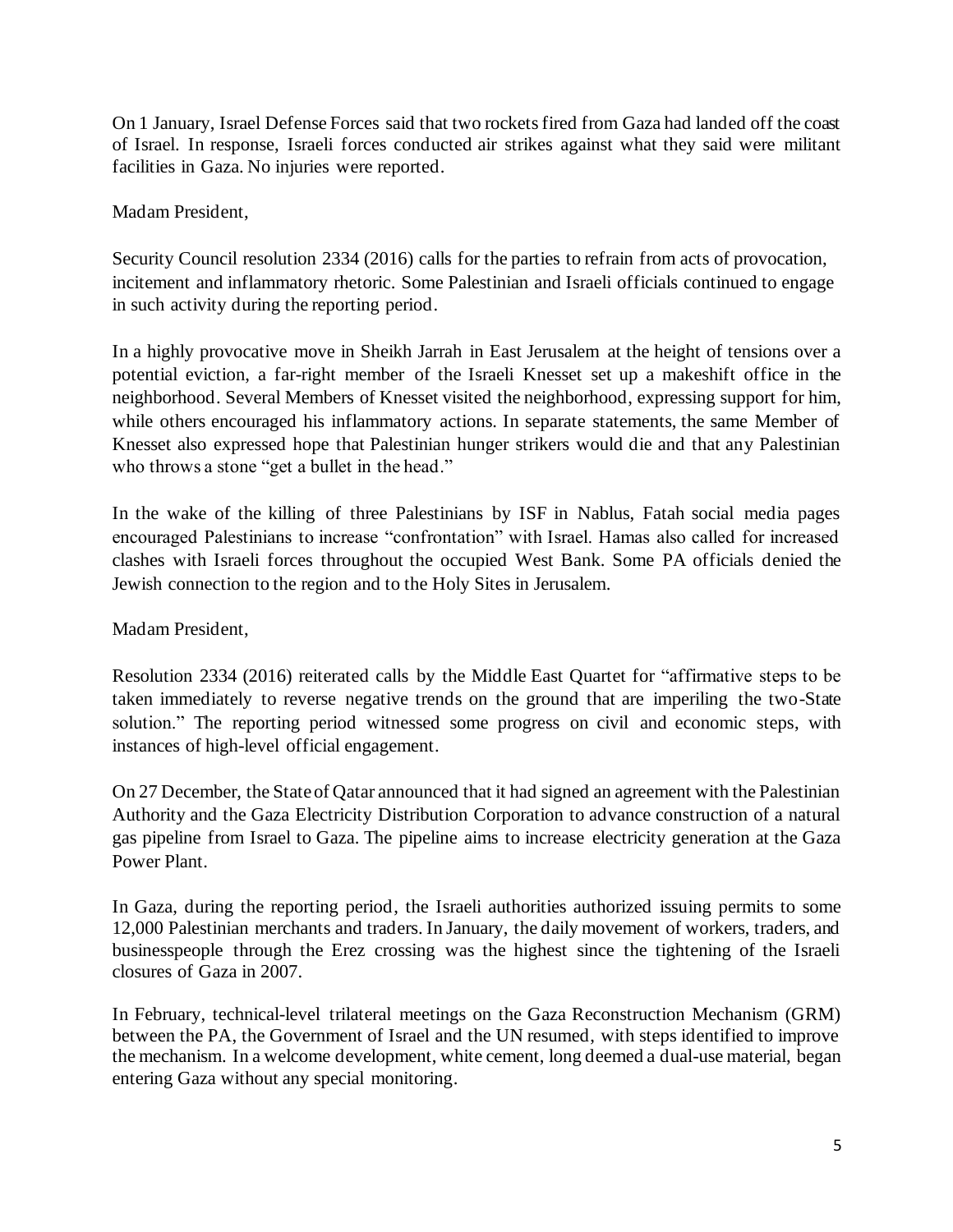On 1 January, Israel Defense Forces said that two rockets fired from Gaza had landed off the coast of Israel. In response, Israeli forces conducted air strikes against what they said were militant facilities in Gaza. No injuries were reported.

Madam President,

Security Council resolution 2334 (2016) calls for the parties to refrain from acts of provocation, incitement and inflammatory rhetoric. Some Palestinian and Israeli officials continued to engage in such activity during the reporting period.

In a highly provocative move in Sheikh Jarrah in East Jerusalem at the height of tensions over a potential eviction, a far-right member of the Israeli Knesset set up a makeshift office in the neighborhood. Several Members of Knesset visited the neighborhood, expressing support for him, while others encouraged his inflammatory actions. In separate statements, the same Member of Knesset also expressed hope that Palestinian hunger strikers would die and that any Palestinian who throws a stone "get a bullet in the head."

In the wake of the killing of three Palestinians by ISF in Nablus, Fatah social media pages encouraged Palestinians to increase "confrontation" with Israel. Hamas also called for increased clashes with Israeli forces throughout the occupied West Bank. Some PA officials denied the Jewish connection to the region and to the Holy Sites in Jerusalem.

Madam President,

Resolution 2334 (2016) reiterated calls by the Middle East Quartet for "affirmative steps to be taken immediately to reverse negative trends on the ground that are imperiling the two-State solution." The reporting period witnessed some progress on civil and economic steps, with instances of high-level official engagement.

On 27 December, the State of Qatar announced that it had signed an agreement with the Palestinian Authority and the Gaza Electricity Distribution Corporation to advance construction of a natural gas pipeline from Israel to Gaza. The pipeline aims to increase electricity generation at the Gaza Power Plant.

In Gaza, during the reporting period, the Israeli authorities authorized issuing permits to some 12,000 Palestinian merchants and traders. In January, the daily movement of workers, traders, and businesspeople through the Erez crossing was the highest since the tightening of the Israeli closures of Gaza in 2007.

In February, technical-level trilateral meetings on the Gaza Reconstruction Mechanism (GRM) between the PA, the Government of Israel and the UN resumed, with steps identified to improve the mechanism. In a welcome development, white cement, long deemed a dual-use material, began entering Gaza without any special monitoring.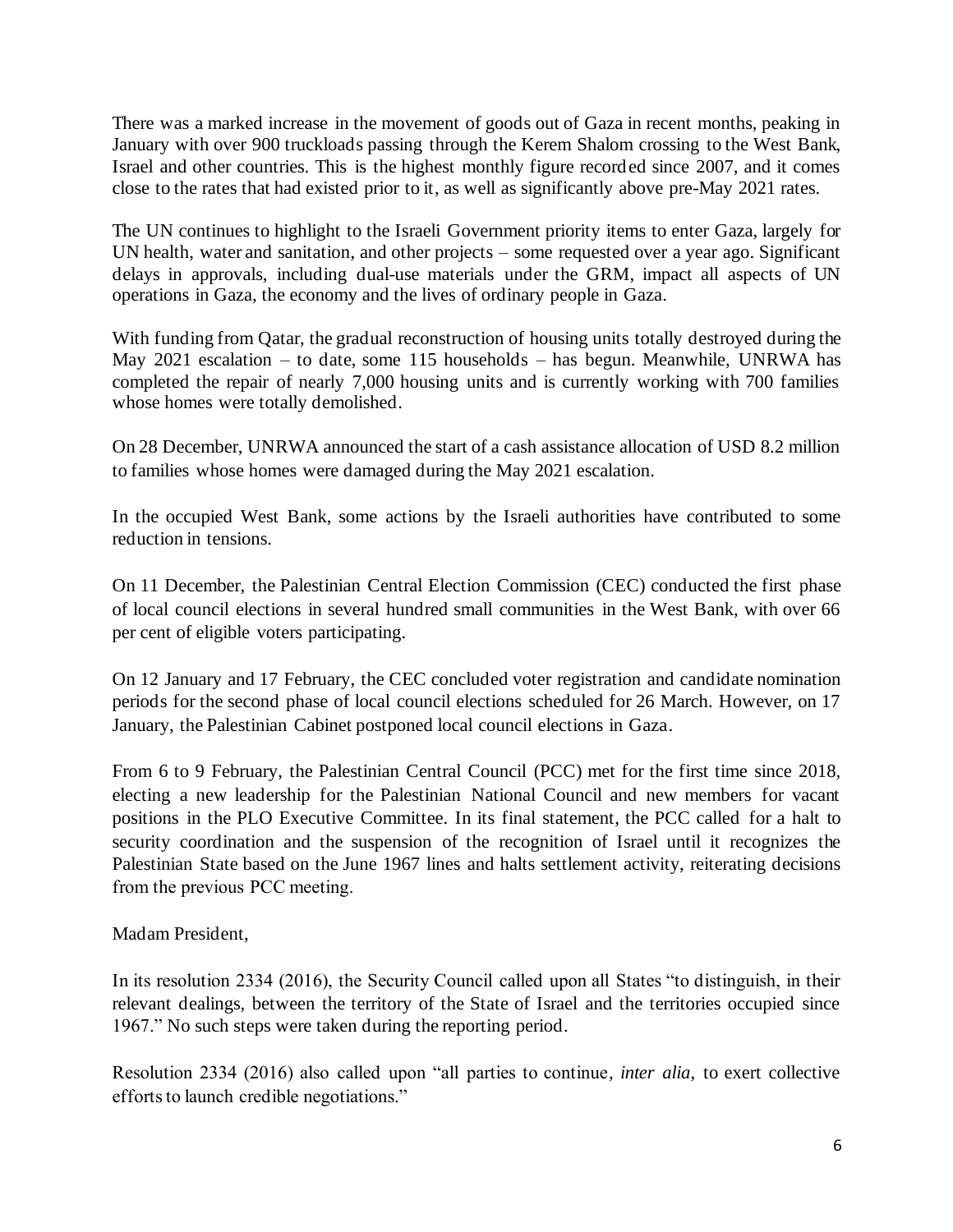There was a marked increase in the movement of goods out of Gaza in recent months, peaking in January with over 900 truckloads passing through the Kerem Shalom crossing to the West Bank, Israel and other countries. This is the highest monthly figure recorded since 2007, and it comes close to the rates that had existed prior to it, as well as significantly above pre-May 2021 rates.

The UN continues to highlight to the Israeli Government priority items to enter Gaza, largely for UN health, water and sanitation, and other projects – some requested over a year ago. Significant delays in approvals, including dual-use materials under the GRM, impact all aspects of UN operations in Gaza, the economy and the lives of ordinary people in Gaza.

With funding from Qatar, the gradual reconstruction of housing units totally destroyed during the May 2021 escalation – to date, some 115 households – has begun. Meanwhile, UNRWA has completed the repair of nearly 7,000 housing units and is currently working with 700 families whose homes were totally demolished.

On 28 December, UNRWA announced the start of a cash assistance allocation of USD 8.2 million to families whose homes were damaged during the May 2021 escalation.

In the occupied West Bank, some actions by the Israeli authorities have contributed to some reduction in tensions.

On 11 December, the Palestinian Central Election Commission (CEC) conducted the first phase of local council elections in several hundred small communities in the West Bank, with over 66 per cent of eligible voters participating.

On 12 January and 17 February, the CEC concluded voter registration and candidate nomination periods for the second phase of local council elections scheduled for 26 March. However, on 17 January, the Palestinian Cabinet postponed local council elections in Gaza.

From 6 to 9 February, the Palestinian Central Council (PCC) met for the first time since 2018, electing a new leadership for the Palestinian National Council and new members for vacant positions in the PLO Executive Committee. In its final statement, the PCC called for a halt to security coordination and the suspension of the recognition of Israel until it recognizes the Palestinian State based on the June 1967 lines and halts settlement activity, reiterating decisions from the previous PCC meeting.

Madam President,

In its resolution 2334 (2016), the Security Council called upon all States "to distinguish, in their relevant dealings, between the territory of the State of Israel and the territories occupied since 1967." No such steps were taken during the reporting period.

Resolution 2334 (2016) also called upon "all parties to continue, *inter alia*, to exert collective efforts to launch credible negotiations."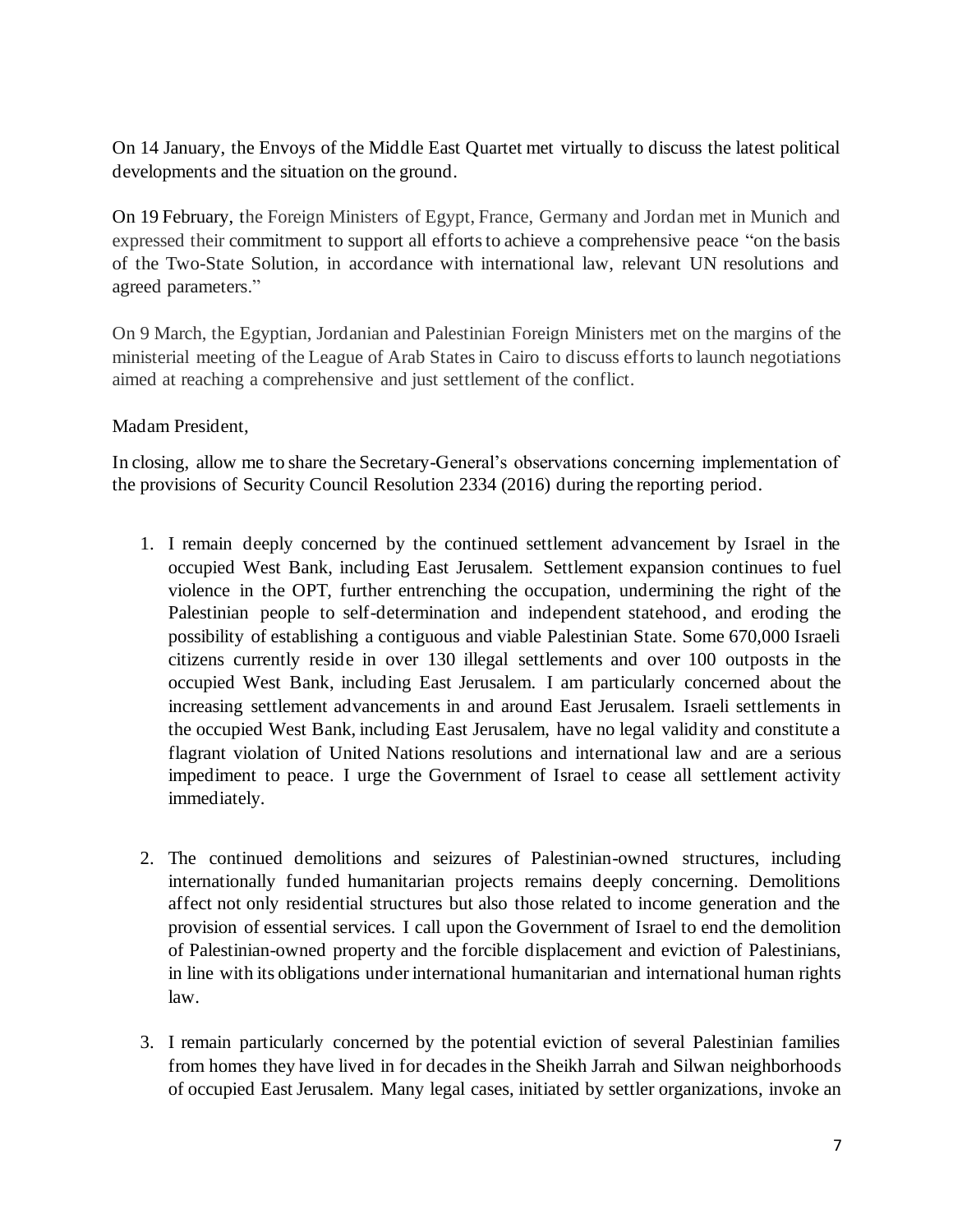On 14 January, the Envoys of the Middle East Quartet met virtually to discuss the latest political developments and the situation on the ground.

On 19 February, the Foreign Ministers of Egypt, France, Germany and Jordan met in Munich and expressed their commitment to support all efforts to achieve a comprehensive peace "on the basis of the Two-State Solution, in accordance with international law, relevant UN resolutions and agreed parameters."

On 9 March, the Egyptian, Jordanian and Palestinian Foreign Ministers met on the margins of the ministerial meeting of the League of Arab States in Cairo to discuss efforts to launch negotiations aimed at reaching a comprehensive and just settlement of the conflict.

Madam President,

In closing, allow me to share the Secretary-General's observations concerning implementation of the provisions of Security Council Resolution 2334 (2016) during the reporting period.

1. I remain deeply concerned by the continued settlement advancement by Israel in the occupied West Bank, including East Jerusalem. Settlement expansion continues to fuel violence in the OPT, further entrenching the occupation, undermining the right of the Palestinian people to self-determination and independent statehood, and eroding the possibility of establishing a contiguous and viable Palestinian State. Some 670,000 Israeli citizens currently reside in over 130 illegal settlements and over 100 outposts in the occupied West Bank, including East Jerusalem. I am particularly concerned about the increasing settlement advancements in and around East Jerusalem. Israeli settlements in the occupied West Bank, including East Jerusalem, have no legal validity and constitute a flagrant violation of United Nations resolutions and international law and are a serious impediment to peace. I urge the Government of Israel to cease all settlement activity immediately.

2. The continued demolitions and seizures of Palestinian-owned structures, including internationally funded humanitarian projects remains deeply concerning. Demolitions affect not only residential structures but also those related to income generation and the provision of essential services. I call upon the Government of Israel to end the demolition of Palestinian-owned property and the forcible displacement and eviction of Palestinians, in line with its obligations under international humanitarian and international human rights law.

3. I remain particularly concerned by the potential eviction of several Palestinian families from homes they have lived in for decades in the Sheikh Jarrah and Silwan neighborhoods of occupied East Jerusalem. Many legal cases, initiated by settler organizations, invoke an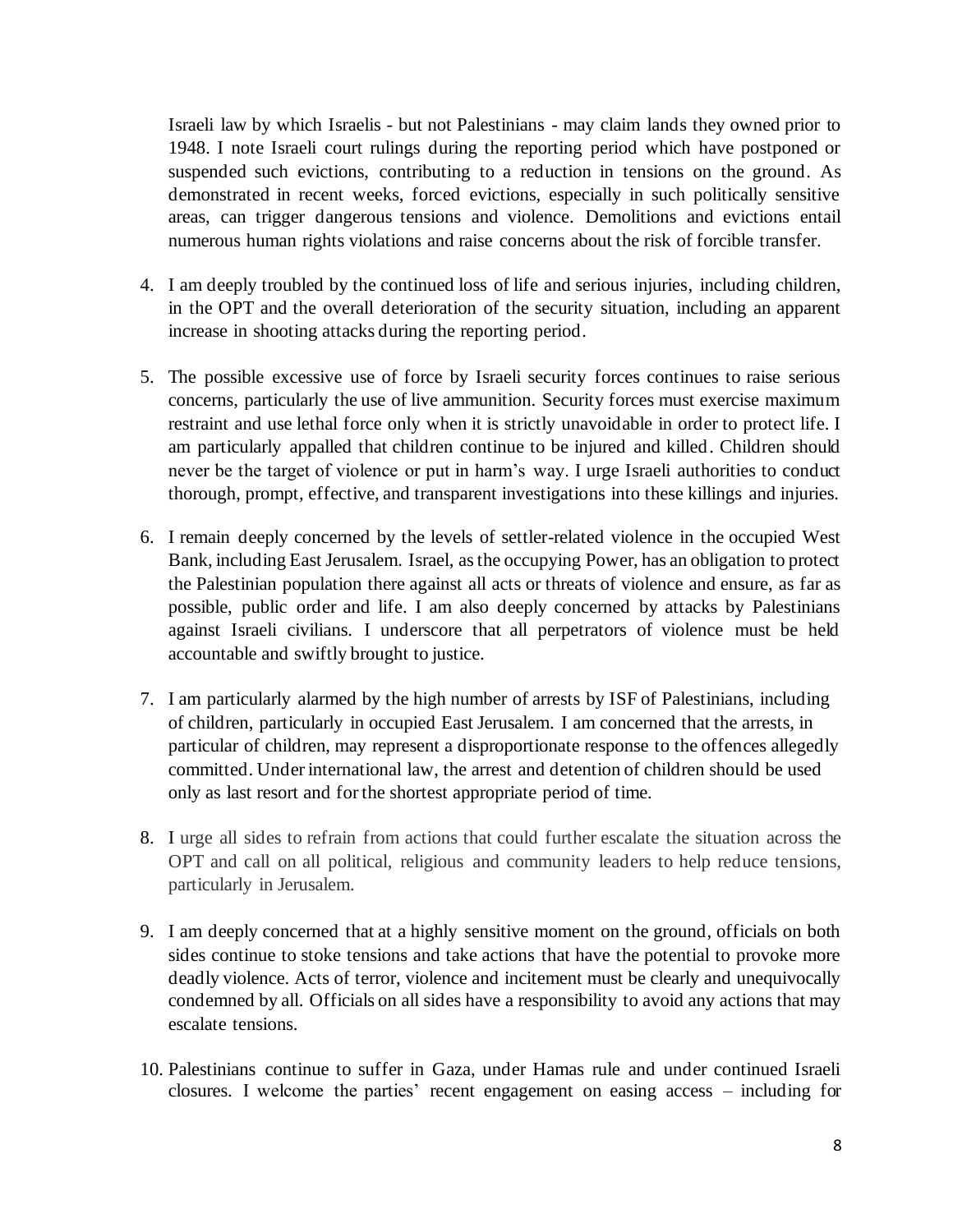Israeli law by which Israelis - but not Palestinians - may claim lands they owned prior to 1948. I note Israeli court rulings during the reporting period which have postponed or suspended such evictions, contributing to a reduction in tensions on the ground. As demonstrated in recent weeks, forced evictions, especially in such politically sensitive areas, can trigger dangerous tensions and violence. Demolitions and evictions entail numerous human rights violations and raise concerns about the risk of forcible transfer.

4. I am deeply troubled by the continued loss of life and serious injuries, including children, in the OPT and the overall deterioration of the security situation, including an apparent increase in shooting attacks during the reporting period.

5. The possible excessive use of force by Israeli security forces continues to raise serious concerns, particularly the use of live ammunition. Security forces must exercise maximum restraint and use lethal force only when it is strictly unavoidable in order to protect life. I am particularly appalled that children continue to be injured and killed. Children should never be the target of violence or put in harm's way. I urge Israeli authorities to conduct thorough, prompt, effective, and transparent investigations into these killings and injuries.

6. I remain deeply concerned by the levels of settler-related violence in the occupied West Bank, including East Jerusalem. Israel, as the occupying Power, has an obligation to protect the Palestinian population there against all acts or threats of violence and ensure, as far as possible, public order and life. I am also deeply concerned by attacks by Palestinians against Israeli civilians. I underscore that all perpetrators of violence must be held accountable and swiftly brought to justice.

7. I am particularly alarmed by the high number of arrests by ISF of Palestinians, including of children, particularly in occupied East Jerusalem. I am concerned that the arrests, in particular of children, may represent a disproportionate response to the offences allegedly committed. Under international law, the arrest and detention of children should be used only as last resort and for the shortest appropriate period of time.

8. I urge all sides to refrain from actions that could further escalate the situation across the OPT and call on all political, religious and community leaders to help reduce tensions, particularly in Jerusalem.

9. I am deeply concerned that at a highly sensitive moment on the ground, officials on both sides continue to stoke tensions and take actions that have the potential to provoke more deadly violence. Acts of terror, violence and incitement must be clearly and unequivocally condemned by all. Officials on all sides have a responsibility to avoid any actions that may escalate tensions.

10. Palestinians continue to suffer in Gaza, under Hamas rule and under continued Israeli closures. I welcome the parties' recent engagement on easing access – including for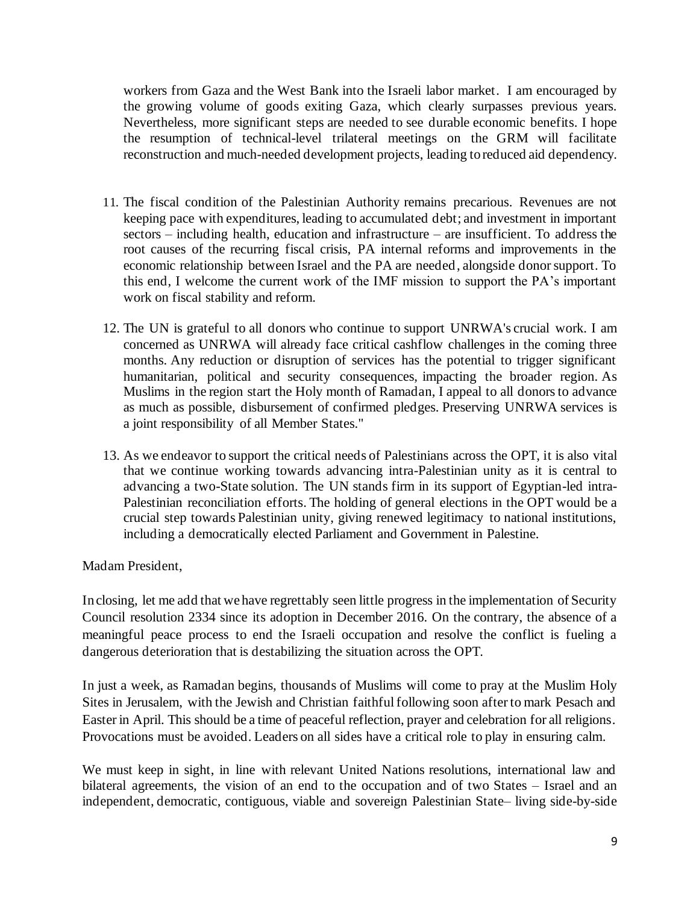workers from Gaza and the West Bank into the Israeli labor market. I am encouraged by the growing volume of goods exiting Gaza, which clearly surpasses previous years. Nevertheless, more significant steps are needed to see durable economic benefits. I hope the resumption of technical-level trilateral meetings on the GRM will facilitate reconstruction and much-needed development projects, leading to reduced aid dependency.

11. The fiscal condition of the Palestinian Authority remains precarious. Revenues are not keeping pace with expenditures, leading to accumulated debt; and investment in important sectors – including health, education and infrastructure – are insufficient. To address the root causes of the recurring fiscal crisis, PA internal reforms and improvements in the economic relationship between Israel and the PA are needed, alongside donor support. To this end, I welcome the current work of the IMF mission to support the PA's important work on fiscal stability and reform.

12. The UN is grateful to all donors who continue to support UNRWA's crucial work. I am concerned as UNRWA will already face critical cashflow challenges in the coming three months. Any reduction or disruption of services has the potential to trigger significant humanitarian, political and security consequences, impacting the broader region. As Muslims in the region start the Holy month of Ramadan, I appeal to all donors to advance as much as possible, disbursement of confirmed pledges. Preserving UNRWA services is a joint responsibility of all Member States."

13. As we endeavor to support the critical needs of Palestinians across the OPT, it is also vital that we continue working towards advancing intra-Palestinian unity as it is central to advancing a two-State solution. The UN stands firm in its support of Egyptian-led intra-Palestinian reconciliation efforts. The holding of general elections in the OPT would be a crucial step towards Palestinian unity, giving renewed legitimacy to national institutions, including a democratically elected Parliament and Government in Palestine.

Madam President,

In closing, let me add that we have regrettably seen little progress in the implementation of Security Council resolution 2334 since its adoption in December 2016. On the contrary, the absence of a meaningful peace process to end the Israeli occupation and resolve the conflict is fueling a dangerous deterioration that is destabilizing the situation across the OPT.

In just a week, as Ramadan begins, thousands of Muslims will come to pray at the Muslim Holy Sites in Jerusalem, with the Jewish and Christian faithful following soon after to mark Pesach and Easter in April. This should be a time of peaceful reflection, prayer and celebration for all religions. Provocations must be avoided. Leaders on all sides have a critical role to play in ensuring calm.

We must keep in sight, in line with relevant United Nations resolutions, international law and bilateral agreements, the vision of an end to the occupation and of two States – Israel and an independent, democratic, contiguous, viable and sovereign Palestinian State– living side-by-side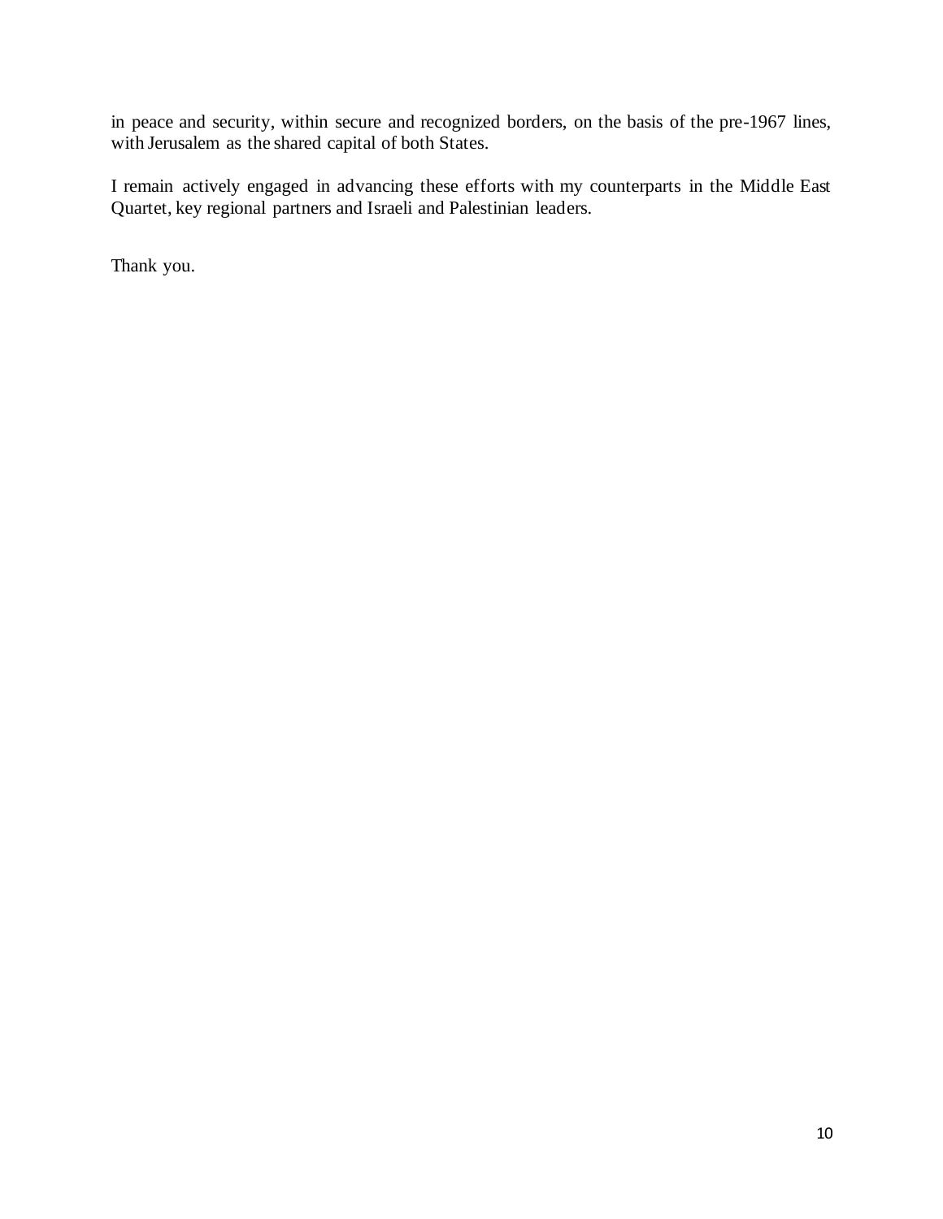in peace and security, within secure and recognized borders, on the basis of the pre-1967 lines, with Jerusalem as the shared capital of both States.

I remain actively engaged in advancing these efforts with my counterparts in the Middle East Quartet, key regional partners and Israeli and Palestinian leaders.

Thank you.